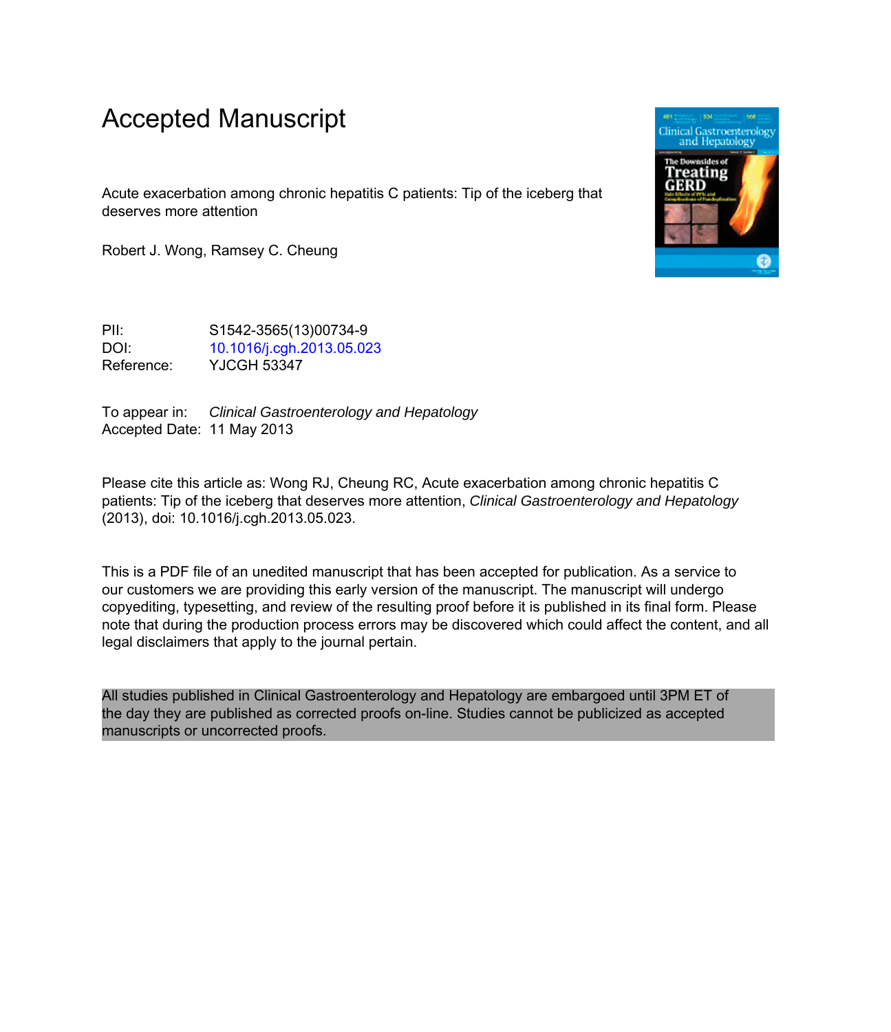# Accepted Manuscript

Acute exacerbation among chronic hepatitis C patients: Tip of the iceberg that deserves more attention

Robert J. Wong, Ramsey C. Cheung

PII: S1542-3565(13)00734-9
DOI: 10.1016/j.cgh.2013.05.023
Reference: YJCGH 53347

To appear in: *Clinical Gastroenterology and Hepatology*
Accepted Date: 11 May 2013

Please cite this article as: Wong RJ, Cheung RC, Acute exacerbation among chronic hepatitis C patients: Tip of the iceberg that deserves more attention, *Clinical Gastroenterology and Hepatology* (2013), doi: 10.1016/j.cgh.2013.05.023.

This is a PDF file of an unedited manuscript that has been accepted for publication. As a service to our customers we are providing this early version of the manuscript. The manuscript will undergo copyediting, typesetting, and review of the resulting proof before it is published in its final form. Please note that during the production process errors may be discovered which could affect the content, and all legal disclaimers that apply to the journal pertain.

All studies published in Clinical Gastroenterology and Hepatology are embargoed until 3PM ET of the day they are published as corrected proofs on-line. Studies cannot be publicized as accepted manuscripts or uncorrected proofs.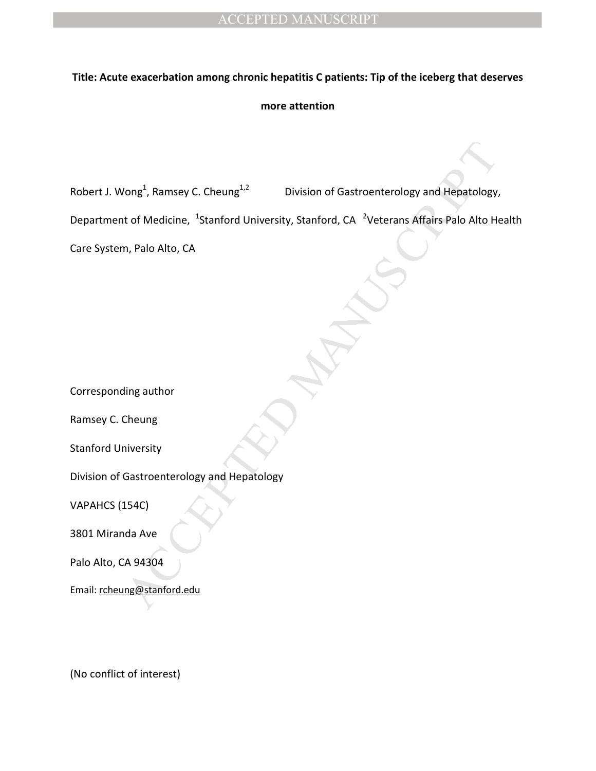**Title: Acute exacerbation among chronic hepatitis C patients: Tip of the iceberg that deserves more attention**

Robert J. Wong[1], Ramsey C. Cheung[1,2] Division of Gastroenterology and Hepatology, Department of Medicine, [1]Stanford University, Stanford, CA [2]Veterans Affairs Palo Alto Health Care System, Palo Alto, CA

Corresponding author

Ramsey C. Cheung

Stanford University

Division of Gastroenterology and Hepatology

VAPAHCS (154C)

3801 Miranda Ave

Palo Alto, CA 94304

Email: rcheung@stanford.edu

(No conflict of interest)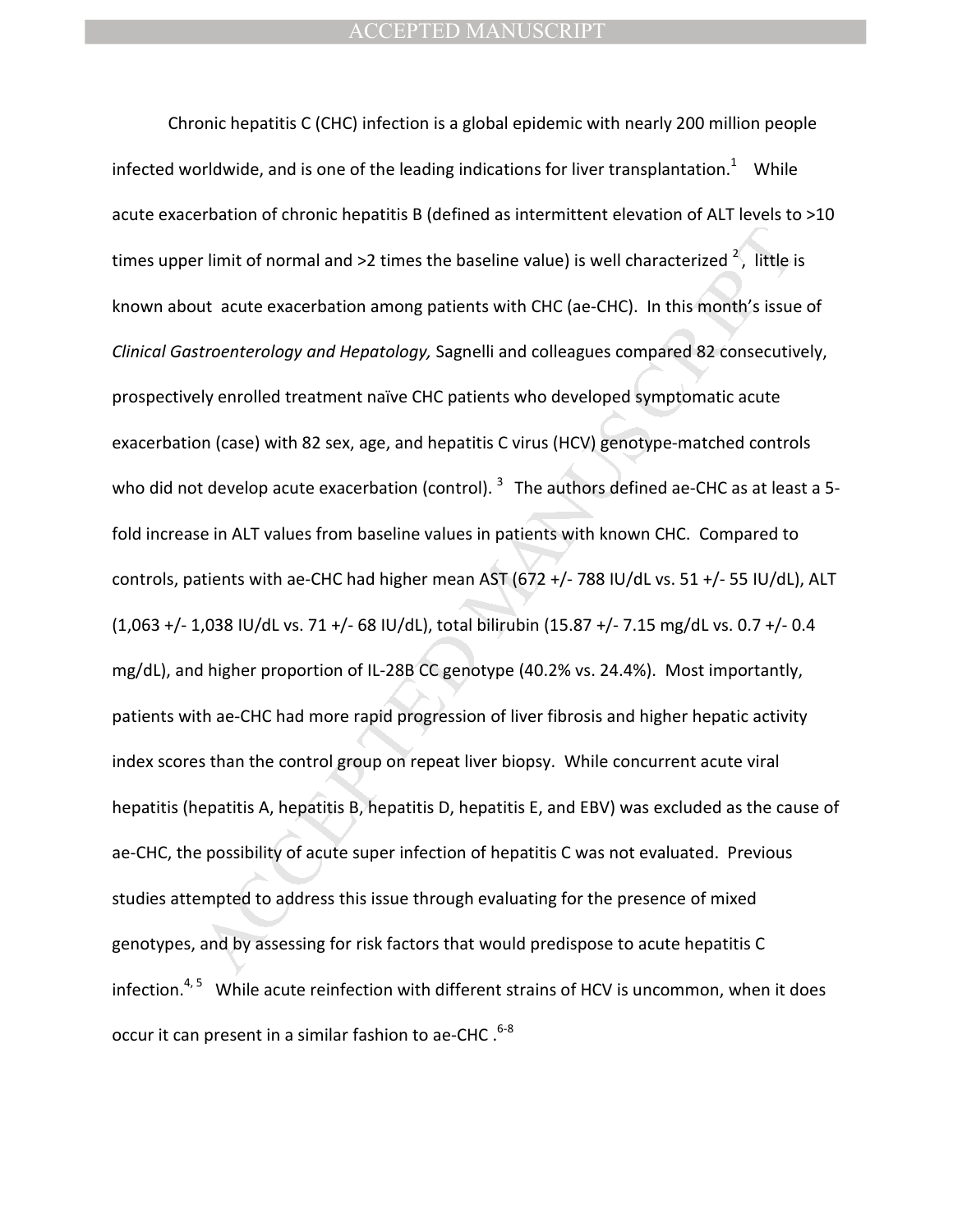Chronic hepatitis C (CHC) infection is a global epidemic with nearly 200 million people infected worldwide, and is one of the leading indications for liver transplantation.[1] While acute exacerbation of chronic hepatitis B (defined as intermittent elevation of ALT levels to >10 times upper limit of normal and >2 times the baseline value) is well characterized [2], little is known about acute exacerbation among patients with CHC (ae-CHC). In this month's issue of *Clinical Gastroenterology and Hepatology,* Sagnelli and colleagues compared 82 consecutively, prospectively enrolled treatment naïve CHC patients who developed symptomatic acute exacerbation (case) with 82 sex, age, and hepatitis C virus (HCV) genotype-matched controls who did not develop acute exacerbation (control). [3] The authors defined ae-CHC as at least a 5-fold increase in ALT values from baseline values in patients with known CHC. Compared to controls, patients with ae-CHC had higher mean AST (672 +/- 788 IU/dL vs. 51 +/- 55 IU/dL), ALT (1,063 +/- 1,038 IU/dL vs. 71 +/- 68 IU/dL), total bilirubin (15.87 +/- 7.15 mg/dL vs. 0.7 +/- 0.4 mg/dL), and higher proportion of IL-28B CC genotype (40.2% vs. 24.4%). Most importantly, patients with ae-CHC had more rapid progression of liver fibrosis and higher hepatic activity index scores than the control group on repeat liver biopsy. While concurrent acute viral hepatitis (hepatitis A, hepatitis B, hepatitis D, hepatitis E, and EBV) was excluded as the cause of ae-CHC, the possibility of acute super infection of hepatitis C was not evaluated. Previous studies attempted to address this issue through evaluating for the presence of mixed genotypes, and by assessing for risk factors that would predispose to acute hepatitis C infection.[4, 5] While acute reinfection with different strains of HCV is uncommon, when it does occur it can present in a similar fashion to ae-CHC .[6-8]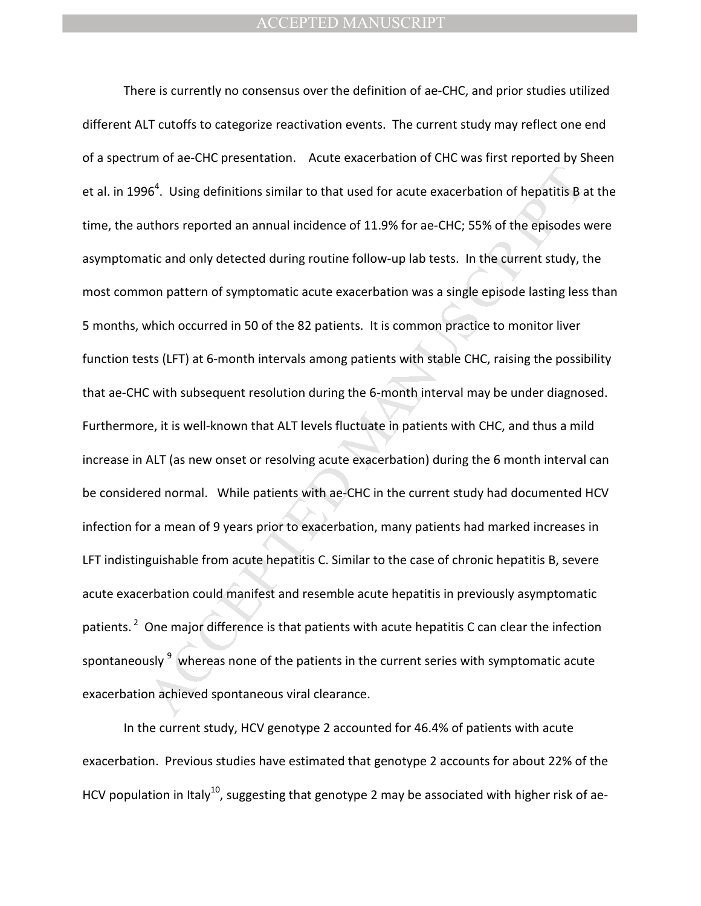There is currently no consensus over the definition of ae-CHC, and prior studies utilized different ALT cutoffs to categorize reactivation events. The current study may reflect one end of a spectrum of ae-CHC presentation. Acute exacerbation of CHC was first reported by Sheen et al. in 1996[4]. Using definitions similar to that used for acute exacerbation of hepatitis B at the time, the authors reported an annual incidence of 11.9% for ae-CHC; 55% of the episodes were asymptomatic and only detected during routine follow-up lab tests. In the current study, the most common pattern of symptomatic acute exacerbation was a single episode lasting less than 5 months, which occurred in 50 of the 82 patients. It is common practice to monitor liver function tests (LFT) at 6-month intervals among patients with stable CHC, raising the possibility that ae-CHC with subsequent resolution during the 6-month interval may be under diagnosed. Furthermore, it is well-known that ALT levels fluctuate in patients with CHC, and thus a mild increase in ALT (as new onset or resolving acute exacerbation) during the 6 month interval can be considered normal. While patients with ae-CHC in the current study had documented HCV infection for a mean of 9 years prior to exacerbation, many patients had marked increases in LFT indistinguishable from acute hepatitis C. Similar to the case of chronic hepatitis B, severe acute exacerbation could manifest and resemble acute hepatitis in previously asymptomatic patients.[2] One major difference is that patients with acute hepatitis C can clear the infection spontaneously[9] whereas none of the patients in the current series with symptomatic acute exacerbation achieved spontaneous viral clearance.

In the current study, HCV genotype 2 accounted for 46.4% of patients with acute exacerbation. Previous studies have estimated that genotype 2 accounts for about 22% of the HCV population in Italy[10], suggesting that genotype 2 may be associated with higher risk of ae-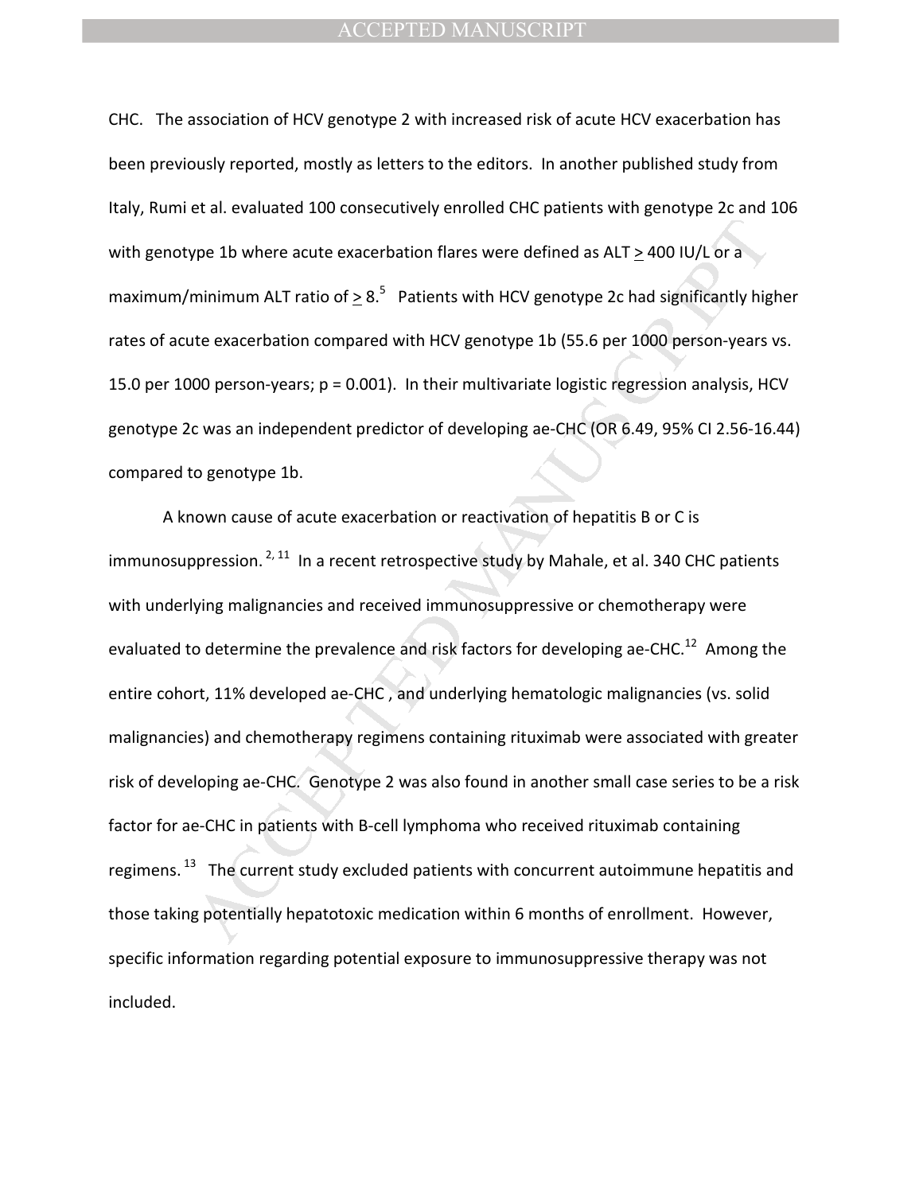CHC. The association of HCV genotype 2 with increased risk of acute HCV exacerbation has been previously reported, mostly as letters to the editors. In another published study from Italy, Rumi et al. evaluated 100 consecutively enrolled CHC patients with genotype 2c and 106 with genotype 1b where acute exacerbation flares were defined as ALT $\geq$ 400 IU/L or a maximum/minimum ALT ratio of $\geq$ 8.[5] Patients with HCV genotype 2c had significantly higher rates of acute exacerbation compared with HCV genotype 1b (55.6 per 1000 person-years vs. 15.0 per 1000 person-years; $p = 0.001$). In their multivariate logistic regression analysis, HCV genotype 2c was an independent predictor of developing ae-CHC (OR 6.49, 95% CI 2.56-16.44) compared to genotype 1b.

A known cause of acute exacerbation or reactivation of hepatitis B or C is immunosuppression.[2, 11] In a recent retrospective study by Mahale, et al. 340 CHC patients with underlying malignancies and received immunosuppressive or chemotherapy were evaluated to determine the prevalence and risk factors for developing ae-CHC.[12] Among the entire cohort, 11% developed ae-CHC , and underlying hematologic malignancies (vs. solid malignancies) and chemotherapy regimens containing rituximab were associated with greater risk of developing ae-CHC. Genotype 2 was also found in another small case series to be a risk factor for ae-CHC in patients with B-cell lymphoma who received rituximab containing regimens.[13] The current study excluded patients with concurrent autoimmune hepatitis and those taking potentially hepatotoxic medication within 6 months of enrollment. However, specific information regarding potential exposure to immunosuppressive therapy was not included.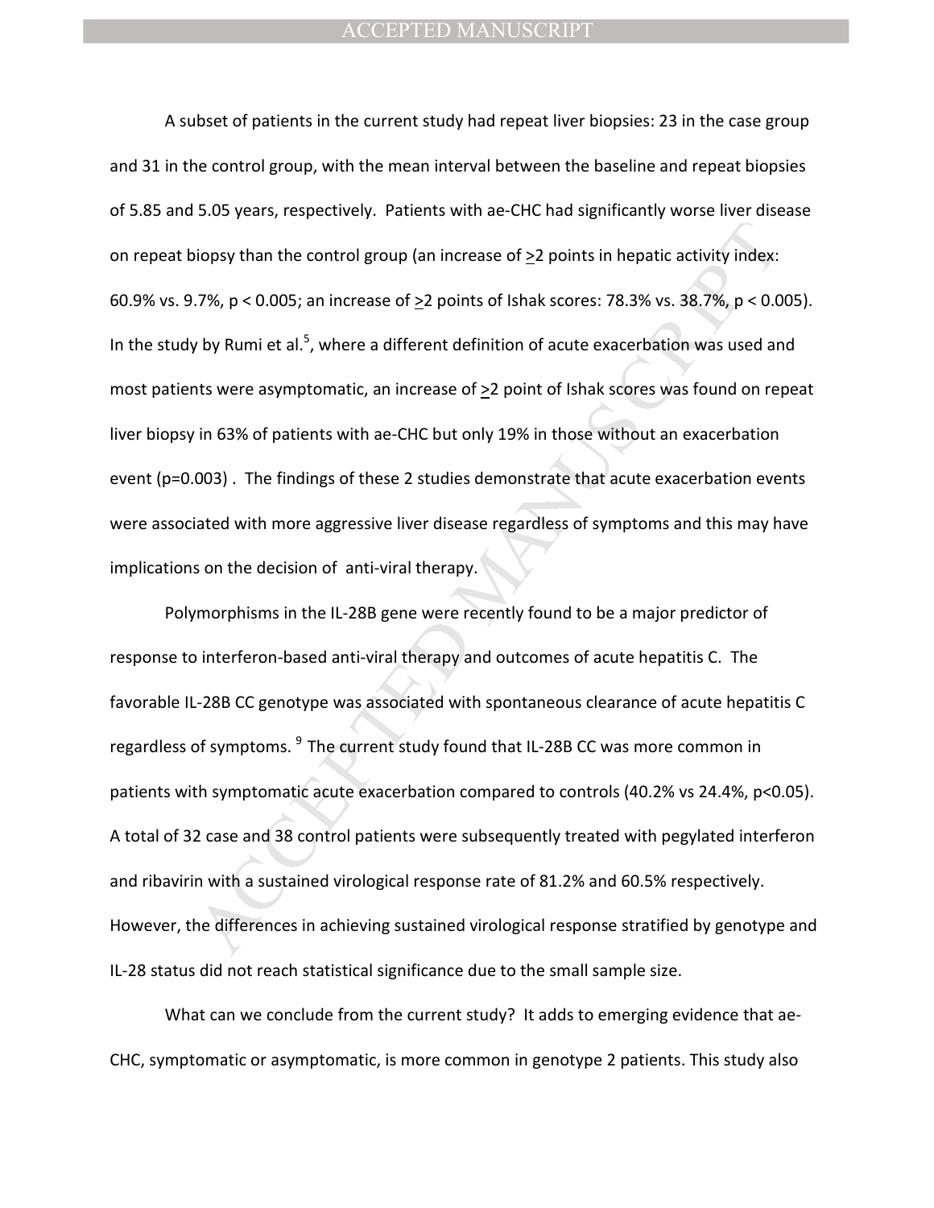A subset of patients in the current study had repeat liver biopsies: 23 in the case group and 31 in the control group, with the mean interval between the baseline and repeat biopsies of 5.85 and 5.05 years, respectively. Patients with ae-CHC had significantly worse liver disease on repeat biopsy than the control group (an increase of $\geq$2 points in hepatic activity index: 60.9% vs. 9.7%, $p < 0.005$; an increase of $\geq$2 points of Ishak scores: 78.3% vs. 38.7%, $p < 0.005$). In the study by Rumi et al.[5], where a different definition of acute exacerbation was used and most patients were asymptomatic, an increase of $\geq$2 point of Ishak scores was found on repeat liver biopsy in 63% of patients with ae-CHC but only 19% in those without an exacerbation event ($p=0.003$) . The findings of these 2 studies demonstrate that acute exacerbation events were associated with more aggressive liver disease regardless of symptoms and this may have implications on the decision of anti-viral therapy.

Polymorphisms in the IL-28B gene were recently found to be a major predictor of response to interferon-based anti-viral therapy and outcomes of acute hepatitis C. The favorable IL-28B CC genotype was associated with spontaneous clearance of acute hepatitis C regardless of symptoms. [9] The current study found that IL-28B CC was more common in patients with symptomatic acute exacerbation compared to controls (40.2% vs 24.4%, $p<0.05$). A total of 32 case and 38 control patients were subsequently treated with pegylated interferon and ribavirin with a sustained virological response rate of 81.2% and 60.5% respectively. However, the differences in achieving sustained virological response stratified by genotype and IL-28 status did not reach statistical significance due to the small sample size.

What can we conclude from the current study? It adds to emerging evidence that ae-CHC, symptomatic or asymptomatic, is more common in genotype 2 patients. This study also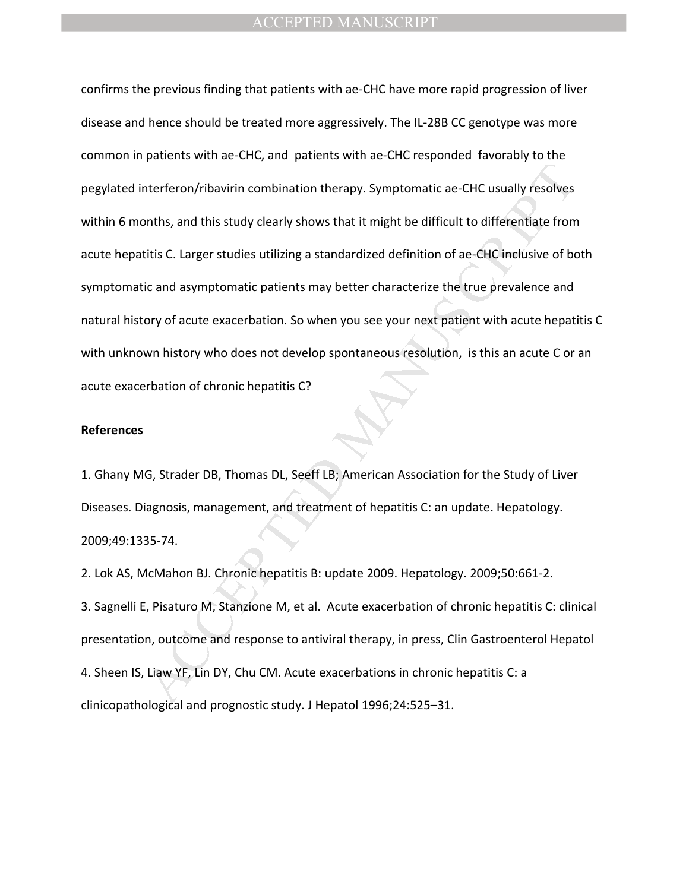confirms the previous finding that patients with ae-CHC have more rapid progression of liver disease and hence should be treated more aggressively. The IL-28B CC genotype was more common in patients with ae-CHC, and patients with ae-CHC responded favorably to the pegylated interferon/ribavirin combination therapy. Symptomatic ae-CHC usually resolves within 6 months, and this study clearly shows that it might be difficult to differentiate from acute hepatitis C. Larger studies utilizing a standardized definition of ae-CHC inclusive of both symptomatic and asymptomatic patients may better characterize the true prevalence and natural history of acute exacerbation. So when you see your next patient with acute hepatitis C with unknown history who does not develop spontaneous resolution, is this an acute C or an acute exacerbation of chronic hepatitis C?

**References**

1. Ghany MG, Strader DB, Thomas DL, Seeff LB; American Association for the Study of Liver Diseases. Diagnosis, management, and treatment of hepatitis C: an update. Hepatology. 2009;49:1335-74.

2. Lok AS, McMahon BJ. Chronic hepatitis B: update 2009. Hepatology. 2009;50:661-2.

3. Sagnelli E, Pisaturo M, Stanzione M, et al. Acute exacerbation of chronic hepatitis C: clinical presentation, outcome and response to antiviral therapy, in press, Clin Gastroenterol Hepatol

4. Sheen IS, Liaw YF, Lin DY, Chu CM. Acute exacerbations in chronic hepatitis C: a clinicopathological and prognostic study. J Hepatol 1996;24:525–31.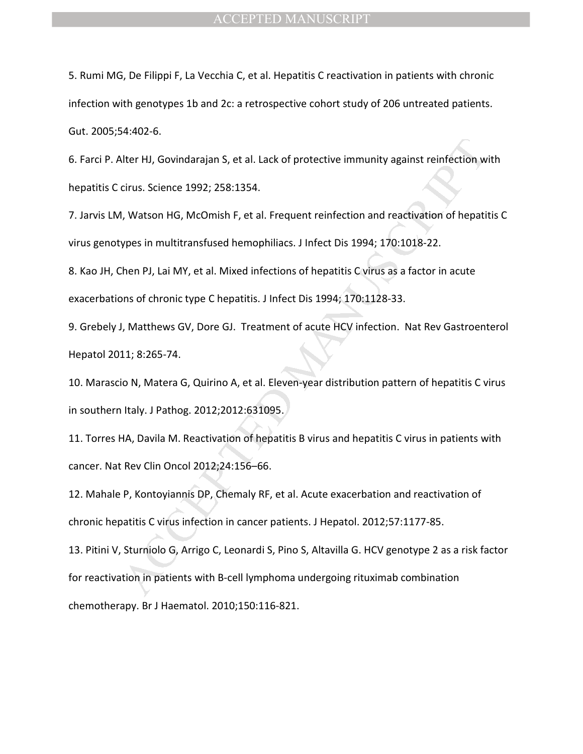5. Rumi MG, De Filippi F, La Vecchia C, et al. Hepatitis C reactivation in patients with chronic infection with genotypes 1b and 2c: a retrospective cohort study of 206 untreated patients. Gut. 2005;54:402-6.

6. Farci P. Alter HJ, Govindarajan S, et al. Lack of protective immunity against reinfection with hepatitis C cirus. Science 1992; 258:1354.

7. Jarvis LM, Watson HG, McOmish F, et al. Frequent reinfection and reactivation of hepatitis C virus genotypes in multitransfused hemophiliacs. J Infect Dis 1994; 170:1018-22.

8. Kao JH, Chen PJ, Lai MY, et al. Mixed infections of hepatitis C virus as a factor in acute exacerbations of chronic type C hepatitis. J Infect Dis 1994; 170:1128-33.

9. Grebely J, Matthews GV, Dore GJ. Treatment of acute HCV infection. Nat Rev Gastroenterol Hepatol 2011; 8:265-74.

10. Marascio N, Matera G, Quirino A, et al. Eleven-year distribution pattern of hepatitis C virus in southern Italy. J Pathog. 2012;2012:631095.

11. Torres HA, Davila M. Reactivation of hepatitis B virus and hepatitis C virus in patients with cancer. Nat Rev Clin Oncol 2012;24:156–66.

12. Mahale P, Kontoyiannis DP, Chemaly RF, et al. Acute exacerbation and reactivation of chronic hepatitis C virus infection in cancer patients. J Hepatol. 2012;57:1177-85.

13. Pitini V, Sturniolo G, Arrigo C, Leonardi S, Pino S, Altavilla G. HCV genotype 2 as a risk factor for reactivation in patients with B-cell lymphoma undergoing rituximab combination chemotherapy. Br J Haematol. 2010;150:116-821.